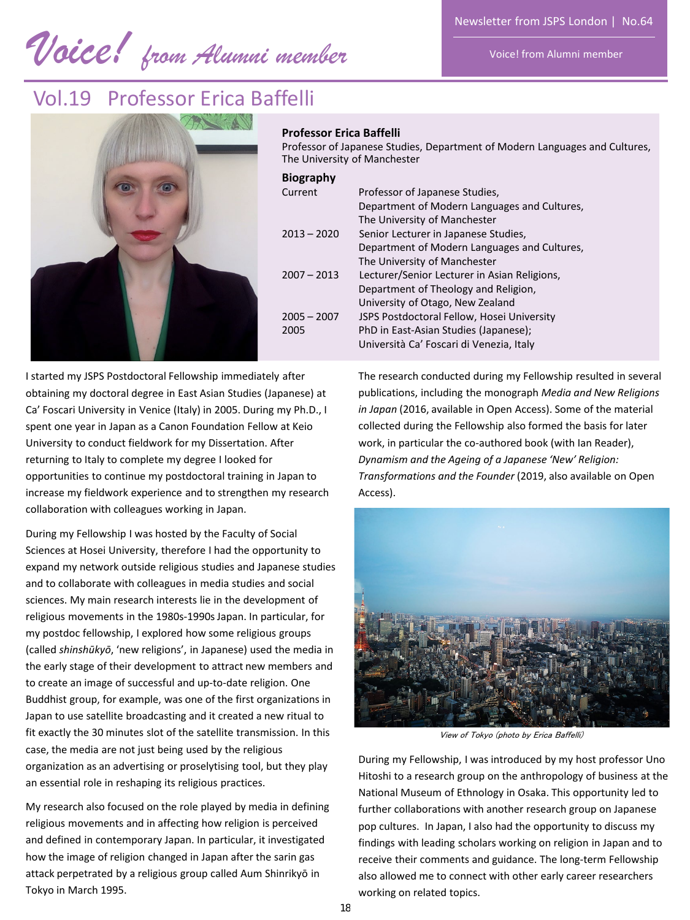# *Voice! from Alumni member*

## Vol.19 Professor Erica Baffelli

**Professor Erica Baffelli**
Professor of Japanese Studies, Department of Modern Languages and Cultures, The University of Manchester

**Biography**

| | |
|---|---|
| Current | Professor of Japanese Studies, Department of Modern Languages and Cultures, The University of Manchester |
| 2013 – 2020 | Senior Lecturer in Japanese Studies, Department of Modern Languages and Cultures, The University of Manchester |
| 2007 – 2013 | Lecturer/Senior Lecturer in Asian Religions, Department of Theology and Religion, University of Otago, New Zealand |
| 2005 – 2007 | JSPS Postdoctoral Fellow, Hosei University |
| 2005 | PhD in East-Asian Studies (Japanese); Università Ca' Foscari di Venezia, Italy |

I started my JSPS Postdoctoral Fellowship immediately after obtaining my doctoral degree in East Asian Studies (Japanese) at Ca' Foscari University in Venice (Italy) in 2005. During my Ph.D., I spent one year in Japan as a Canon Foundation Fellow at Keio University to conduct fieldwork for my Dissertation. After returning to Italy to complete my degree I looked for opportunities to continue my postdoctoral training in Japan to increase my fieldwork experience and to strengthen my research collaboration with colleagues working in Japan.

During my Fellowship I was hosted by the Faculty of Social Sciences at Hosei University, therefore I had the opportunity to expand my network outside religious studies and Japanese studies and to collaborate with colleagues in media studies and social sciences. My main research interests lie in the development of religious movements in the 1980s-1990s Japan. In particular, for my postdoc fellowship, I explored how some religious groups (called *shinshūkyō*, 'new religions', in Japanese) used the media in the early stage of their development to attract new members and to create an image of successful and up-to-date religion. One Buddhist group, for example, was one of the first organizations in Japan to use satellite broadcasting and it created a new ritual to fit exactly the 30 minutes slot of the satellite transmission. In this case, the media are not just being used by the religious organization as an advertising or proselytising tool, but they play an essential role in reshaping its religious practices.

My research also focused on the role played by media in defining religious movements and in affecting how religion is perceived and defined in contemporary Japan. In particular, it investigated how the image of religion changed in Japan after the sarin gas attack perpetrated by a religious group called Aum Shinrikyō in Tokyo in March 1995.

The research conducted during my Fellowship resulted in several publications, including the monograph *Media and New Religions in Japan* (2016, available in Open Access). Some of the material collected during the Fellowship also formed the basis for later work, in particular the co-authored book (with Ian Reader), *Dynamism and the Ageing of a Japanese 'New' Religion: Transformations and the Founder* (2019, also available on Open Access).

*View of Tokyo (photo by Erica Baffelli)*

During my Fellowship, I was introduced by my host professor Uno Hitoshi to a research group on the anthropology of business at the National Museum of Ethnology in Osaka. This opportunity led to further collaborations with another research group on Japanese pop cultures. In Japan, I also had the opportunity to discuss my findings with leading scholars working on religion in Japan and to receive their comments and guidance. The long-term Fellowship also allowed me to connect with other early career researchers working on related topics.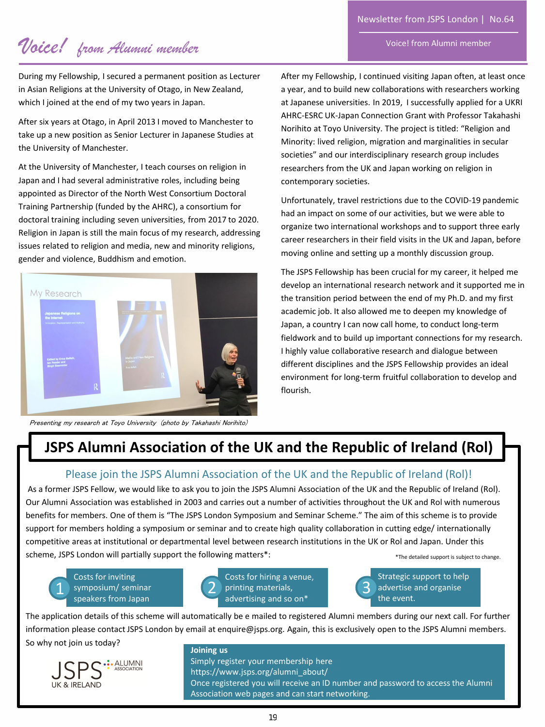# Voice! from Alumni member

During my Fellowship, I secured a permanent position as Lecturer in Asian Religions at the University of Otago, in New Zealand, which I joined at the end of my two years in Japan.

After six years at Otago, in April 2013 I moved to Manchester to take up a new position as Senior Lecturer in Japanese Studies at the University of Manchester.

At the University of Manchester, I teach courses on religion in Japan and I had several administrative roles, including being appointed as Director of the North West Consortium Doctoral Training Partnership (funded by the AHRC), a consortium for doctoral training including seven universities, from 2017 to 2020. Religion in Japan is still the main focus of my research, addressing issues related to religion and media, new and minority religions, gender and violence, Buddhism and emotion.

*Presenting my research at Toyo University (photo by Takahashi Norihito)*

After my Fellowship, I continued visiting Japan often, at least once a year, and to build new collaborations with researchers working at Japanese universities. In 2019, I successfully applied for a UKRI AHRC-ESRC UK-Japan Connection Grant with Professor Takahashi Norihito at Toyo University. The project is titled: "Religion and Minority: lived religion, migration and marginalities in secular societies" and our interdisciplinary research group includes researchers from the UK and Japan working on religion in contemporary societies.

Unfortunately, travel restrictions due to the COVID-19 pandemic had an impact on some of our activities, but we were able to organize two international workshops and to support three early career researchers in their field visits in the UK and Japan, before moving online and setting up a monthly discussion group.

The JSPS Fellowship has been crucial for my career, it helped me develop an international research network and it supported me in the transition period between the end of my Ph.D. and my first academic job. It also allowed me to deepen my knowledge of Japan, a country I can now call home, to conduct long-term fieldwork and to build up important connections for my research. I highly value collaborative research and dialogue between different disciplines and the JSPS Fellowship provides an ideal environment for long-term fruitful collaboration to develop and flourish.

## JSPS Alumni Association of the UK and the Republic of Ireland (RoI)

### Please join the JSPS Alumni Association of the UK and the Republic of Ireland (RoI)!

As a former JSPS Fellow, we would like to ask you to join the JSPS Alumni Association of the UK and the Republic of Ireland (RoI). Our Alumni Association was established in 2003 and carries out a number of activities throughout the UK and RoI with numerous benefits for members. One of them is "The JSPS London Symposium and Seminar Scheme." The aim of this scheme is to provide support for members holding a symposium or seminar and to create high quality collaboration in cutting edge/ internationally competitive areas at institutional or departmental level between research institutions in the UK or RoI and Japan. Under this scheme, JSPS London will partially support the following matters*:

*The detailed support is subject to change.

1. Costs for inviting symposium/ seminar speakers from Japan
2. Costs for hiring a venue, printing materials, advertising and so on*
3. Strategic support to help advertise and organise the event.

The application details of this scheme will automatically be e mailed to registered Alumni members during our next call. For further information please contact JSPS London by email at enquire@jsps.org. Again, this is exclusively open to the JSPS Alumni members. So why not join us today?

JSPS ALUMNI ASSOCIATION UK & IRELAND

**Joining us**

Simply register your membership here
https://www.jsps.org/alumni_about/
Once registered you will receive an ID number and password to access the Alumni Association web pages and can start networking.